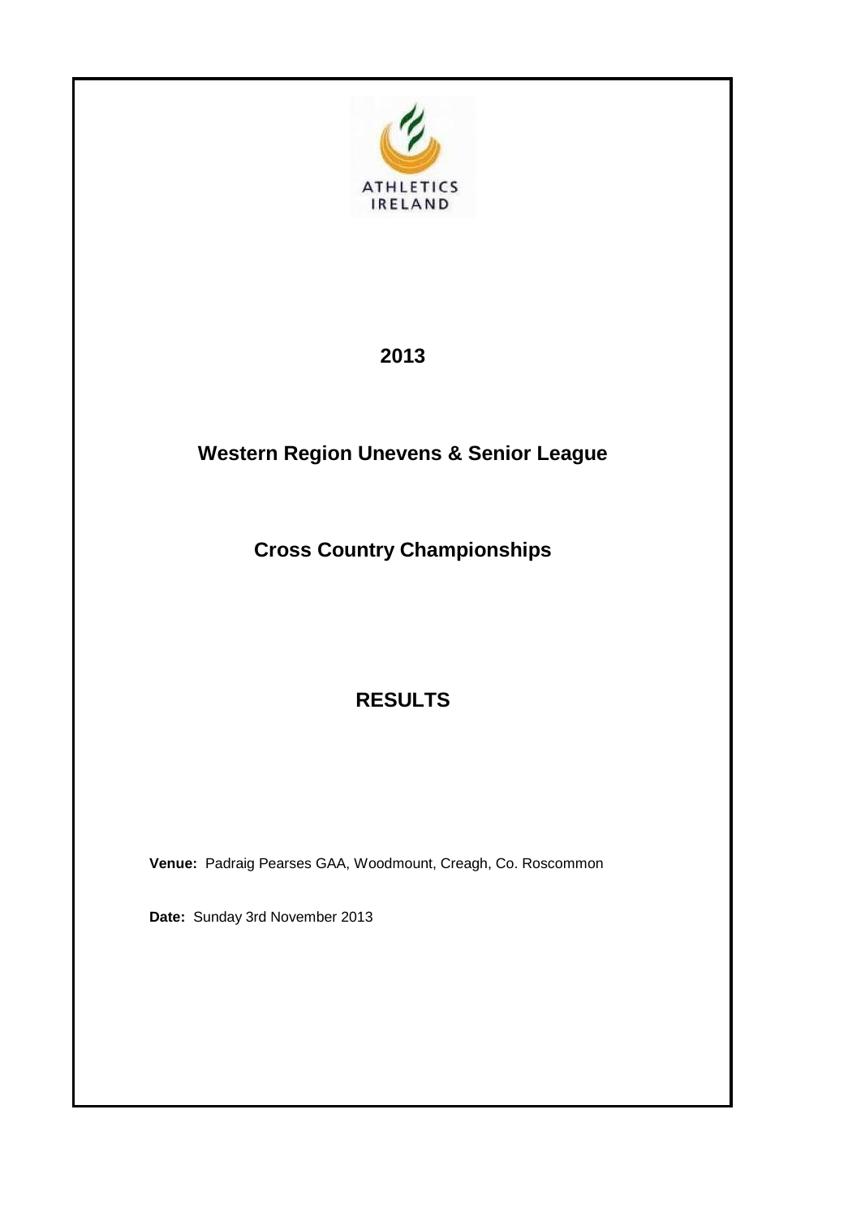ATHLETICS IRELAND

# 2013

# Western Region Unevens & Senior League

# Cross Country Championships

# RESULTS

**Venue:** Padraig Pearses GAA, Woodmount, Creagh, Co. Roscommon

**Date:** Sunday 3rd November 2013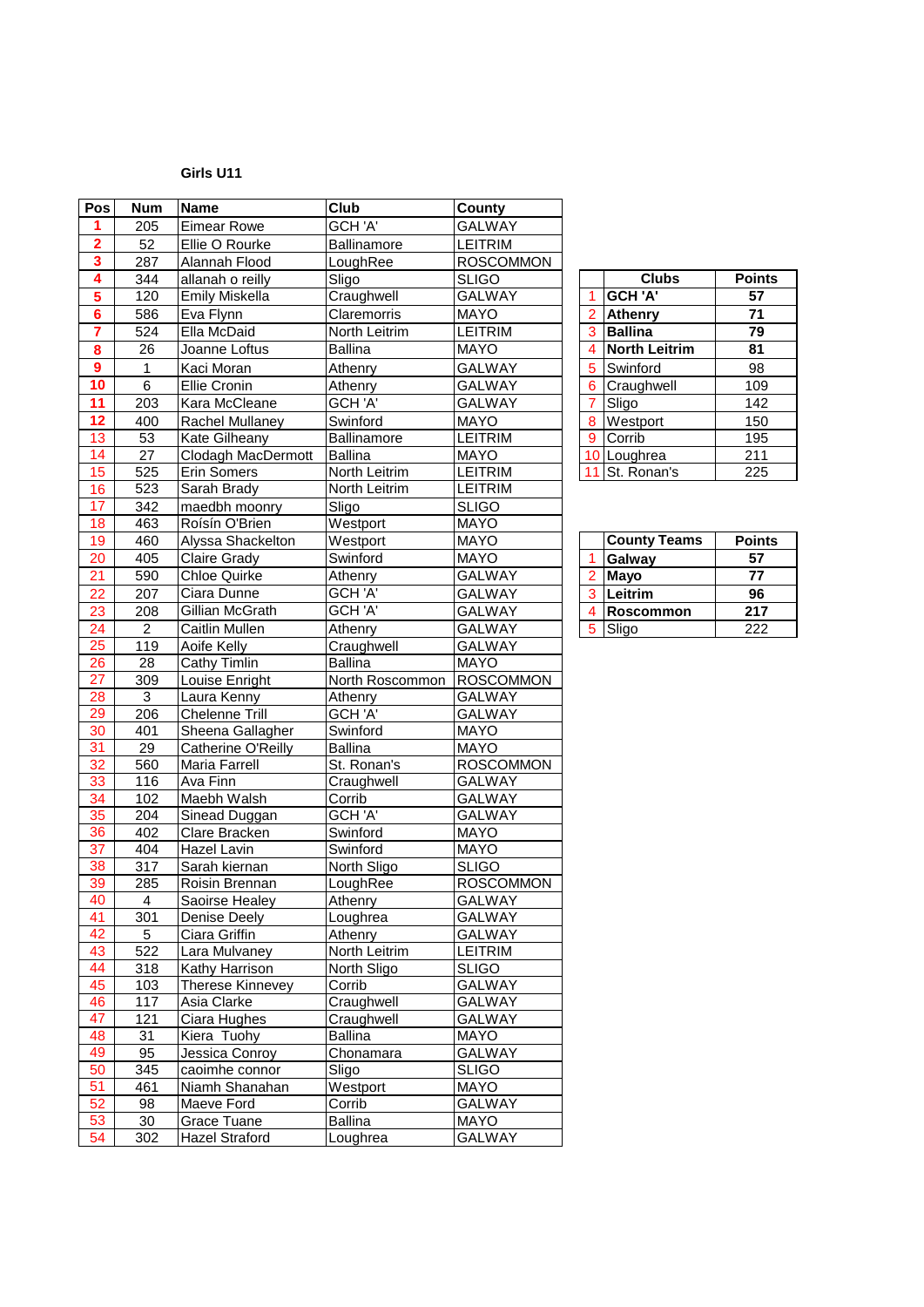**Girls U11**

| Pos | Num | Name | Club | County |
|---|---|---|---|---|
| 1 | 205 | Eimear Rowe | GCH 'A' | GALWAY |
| 2 | 52 | Ellie O Rourke | Ballinamore | LEITRIM |
| 3 | 287 | Alannah Flood | LoughRee | ROSCOMMON |
| 4 | 344 | allanah o reilly | Sligo | SLIGO |
| 5 | 120 | Emily Miskella | Craughwell | GALWAY |
| 6 | 586 | Eva Flynn | Claremorris | MAYO |
| 7 | 524 | Ella McDaid | North Leitrim | LEITRIM |
| 8 | 26 | Joanne Loftus | Ballina | MAYO |
| 9 | 1 | Kaci Moran | Athenry | GALWAY |
| 10 | 6 | Ellie Cronin | Athenry | GALWAY |
| 11 | 203 | Kara McCleane | GCH 'A' | GALWAY |
| 12 | 400 | Rachel Mullaney | Swinford | MAYO |
| 13 | 53 | Kate Gilheany | Ballinamore | LEITRIM |
| 14 | 27 | Clodagh MacDermott | Ballina | MAYO |
| 15 | 525 | Erin Somers | North Leitrim | LEITRIM |
| 16 | 523 | Sarah Brady | North Leitrim | LEITRIM |
| 17 | 342 | maedbh moonry | Sligo | SLIGO |
| 18 | 463 | Roísín O'Brien | Westport | MAYO |
| 19 | 460 | Alyssa Shackelton | Westport | MAYO |
| 20 | 405 | Claire Grady | Swinford | MAYO |
| 21 | 590 | Chloe Quirke | Athenry | GALWAY |
| 22 | 207 | Ciara Dunne | GCH 'A' | GALWAY |
| 23 | 208 | Gillian McGrath | GCH 'A' | GALWAY |
| 24 | 2 | Caitlin Mullen | Athenry | GALWAY |
| 25 | 119 | Aoife Kelly | Craughwell | GALWAY |
| 26 | 28 | Cathy Timlin | Ballina | MAYO |
| 27 | 309 | Louise Enright | North Roscommon | ROSCOMMON |
| 28 | 3 | Laura Kenny | Athenry | GALWAY |
| 29 | 206 | Chelenne Trill | GCH 'A' | GALWAY |
| 30 | 401 | Sheena Gallagher | Swinford | MAYO |
| 31 | 29 | Catherine O'Reilly | Ballina | MAYO |
| 32 | 560 | Maria Farrell | St. Ronan's | ROSCOMMON |
| 33 | 116 | Ava Finn | Craughwell | GALWAY |
| 34 | 102 | Maebh Walsh | Corrib | GALWAY |
| 35 | 204 | Sinead Duggan | GCH 'A' | GALWAY |
| 36 | 402 | Clare Bracken | Swinford | MAYO |
| 37 | 404 | Hazel Lavin | Swinford | MAYO |
| 38 | 317 | Sarah kiernan | North Sligo | SLIGO |
| 39 | 285 | Roisin Brennan | LoughRee | ROSCOMMON |
| 40 | 4 | Saoirse Healey | Athenry | GALWAY |
| 41 | 301 | Denise Deely | Loughrea | GALWAY |
| 42 | 5 | Ciara Griffin | Athenry | GALWAY |
| 43 | 522 | Lara Mulvaney | North Leitrim | LEITRIM |
| 44 | 318 | Kathy Harrison | North Sligo | SLIGO |
| 45 | 103 | Therese Kinnevey | Corrib | GALWAY |
| 46 | 117 | Asia Clarke | Craughwell | GALWAY |
| 47 | 121 | Ciara Hughes | Craughwell | GALWAY |
| 48 | 31 | Kiera Tuohy | Ballina | MAYO |
| 49 | 95 | Jessica Conroy | Chonamara | GALWAY |
| 50 | 345 | caoimhe connor | Sligo | SLIGO |
| 51 | 461 | Niamh Shanahan | Westport | MAYO |
| 52 | 98 | Maeve Ford | Corrib | GALWAY |
| 53 | 30 | Grace Tuane | Ballina | MAYO |
| 54 | 302 | Hazel Straford | Loughrea | GALWAY |

| | Clubs | Points |
|---|---|---|
| 1 | **GCH 'A'** | **57** |
| 2 | **Athenry** | **71** |
| 3 | **Ballina** | **79** |
| 4 | **North Leitrim** | **81** |
| 5 | Swinford | 98 |
| 6 | Craughwell | 109 |
| 7 | Sligo | 142 |
| 8 | Westport | 150 |
| 9 | Corrib | 195 |
| 10 | Loughrea | 211 |
| 11 | St. Ronan's | 225 |

| | County Teams | Points |
|---|---|---|
| 1 | **Galway** | **57** |
| 2 | **Mayo** | **77** |
| 3 | **Leitrim** | **96** |
| 4 | **Roscommon** | **217** |
| 5 | Sligo | 222 |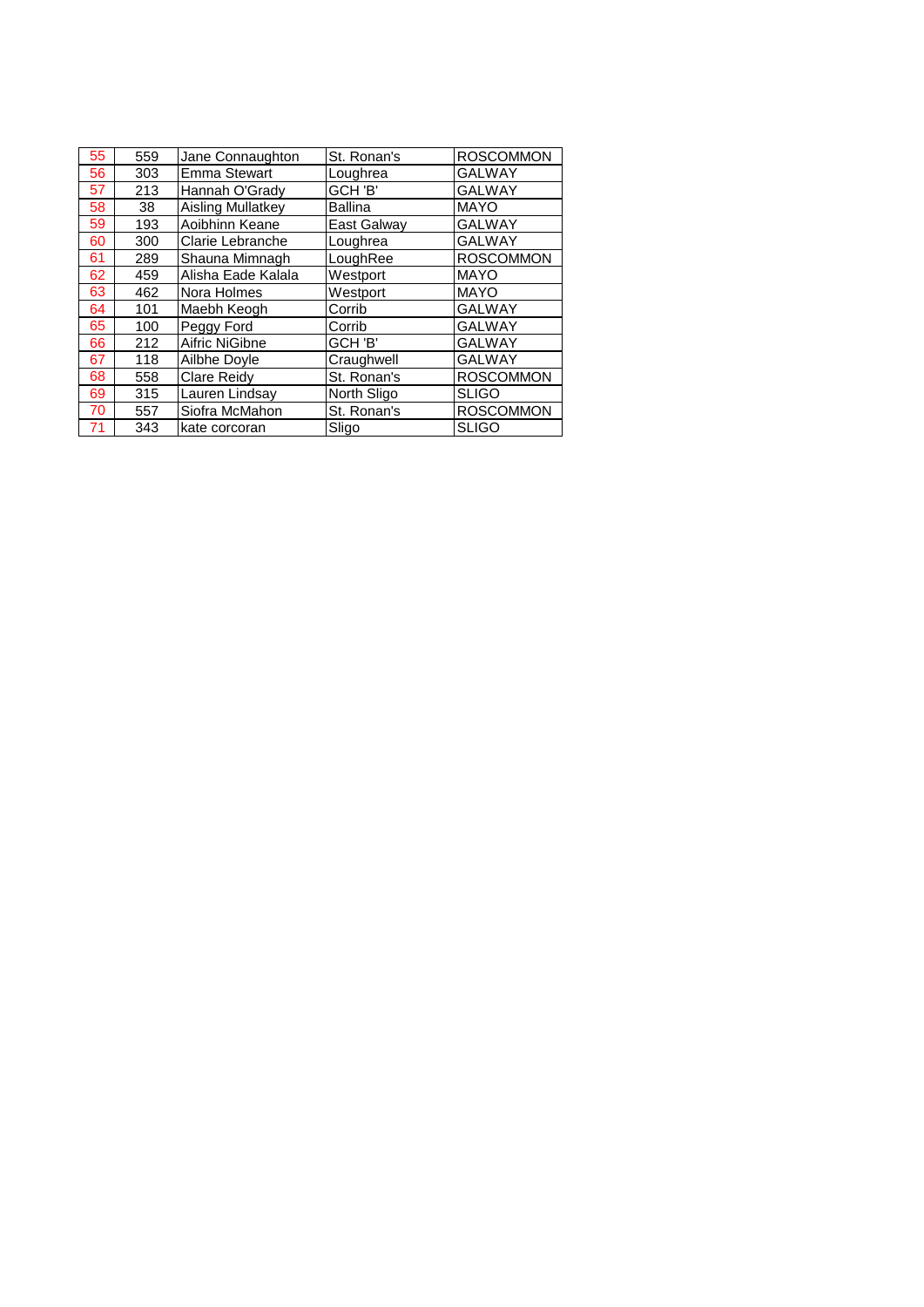| | | | | |
|---|---|---|---|---|
| 55 | 559 | Jane Connaughton | St. Ronan's | ROSCOMMON |
| 56 | 303 | Emma Stewart | Loughrea | GALWAY |
| 57 | 213 | Hannah O'Grady | GCH 'B' | GALWAY |
| 58 | 38 | Aisling Mullatkey | Ballina | MAYO |
| 59 | 193 | Aoibhinn Keane | East Galway | GALWAY |
| 60 | 300 | Clarie Lebranche | Loughrea | GALWAY |
| 61 | 289 | Shauna Mimnagh | LoughRee | ROSCOMMON |
| 62 | 459 | Alisha Eade Kalala | Westport | MAYO |
| 63 | 462 | Nora Holmes | Westport | MAYO |
| 64 | 101 | Maebh Keogh | Corrib | GALWAY |
| 65 | 100 | Peggy Ford | Corrib | GALWAY |
| 66 | 212 | Aifric NiGibne | GCH 'B' | GALWAY |
| 67 | 118 | Ailbhe Doyle | Craughwell | GALWAY |
| 68 | 558 | Clare Reidy | St. Ronan's | ROSCOMMON |
| 69 | 315 | Lauren Lindsay | North Sligo | SLIGO |
| 70 | 557 | Siofra McMahon | St. Ronan's | ROSCOMMON |
| 71 | 343 | kate corcoran | Sligo | SLIGO |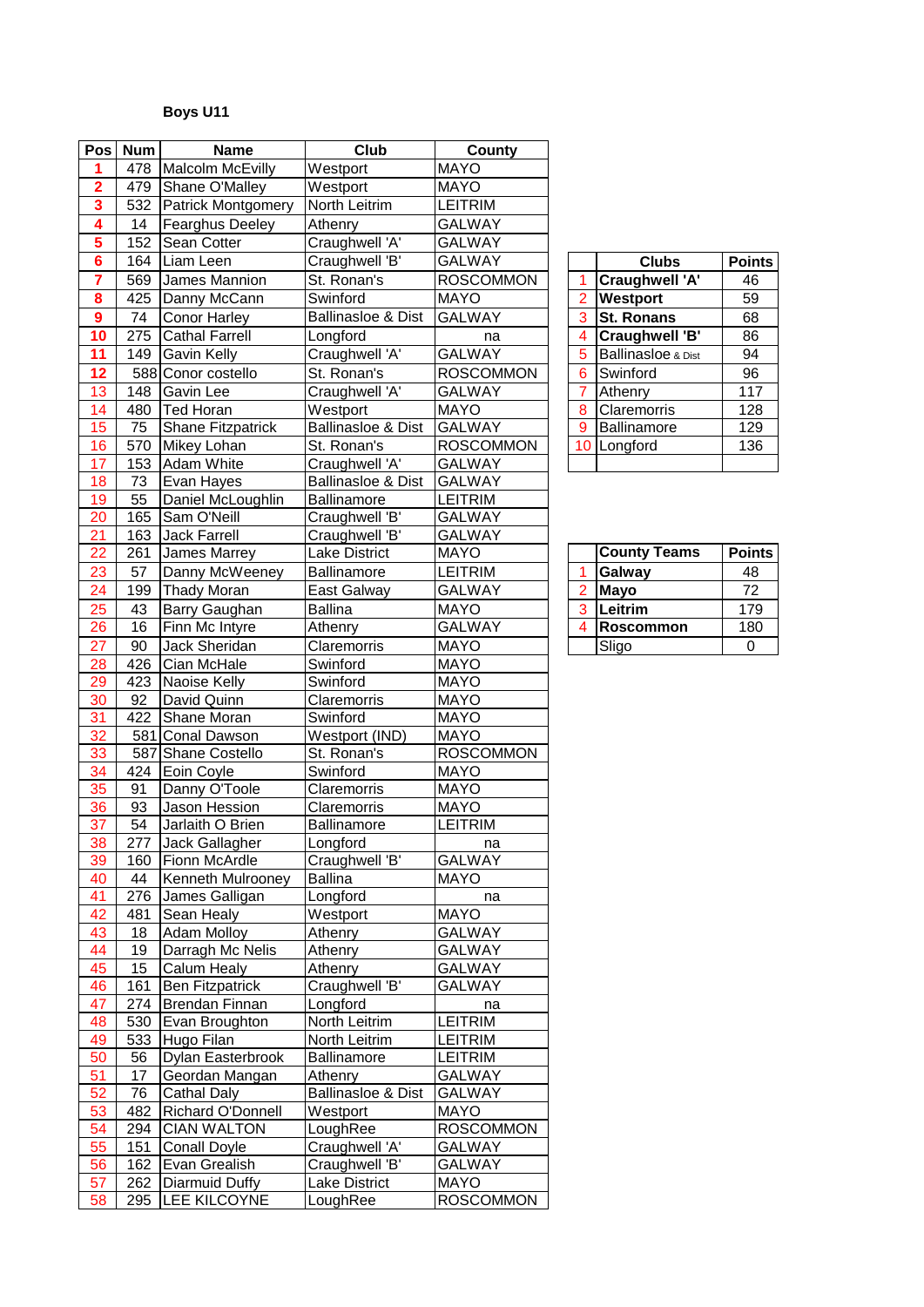**Boys U11**

| Pos | Num | Name | Club | County |
|---|---|---|---|---|
| 1 | 478 | Malcolm McEvilly | Westport | MAYO |
| 2 | 479 | Shane O'Malley | Westport | MAYO |
| 3 | 532 | Patrick Montgomery | North Leitrim | LEITRIM |
| 4 | 14 | Fearghus Deeley | Athenry | GALWAY |
| 5 | 152 | Sean Cotter | Craughwell 'A' | GALWAY |
| 6 | 164 | Liam Leen | Craughwell 'B' | GALWAY |
| 7 | 569 | James Mannion | St. Ronan's | ROSCOMMON |
| 8 | 425 | Danny McCann | Swinford | MAYO |
| 9 | 74 | Conor Harley | Ballinasloe & Dist | GALWAY |
| 10 | 275 | Cathal Farrell | Longford | na |
| 11 | 149 | Gavin Kelly | Craughwell 'A' | GALWAY |
| 12 | 588 | Conor costello | St. Ronan's | ROSCOMMON |
| 13 | 148 | Gavin Lee | Craughwell 'A' | GALWAY |
| 14 | 480 | Ted Horan | Westport | MAYO |
| 15 | 75 | Shane Fitzpatrick | Ballinasloe & Dist | GALWAY |
| 16 | 570 | Mikey Lohan | St. Ronan's | ROSCOMMON |
| 17 | 153 | Adam White | Craughwell 'A' | GALWAY |
| 18 | 73 | Evan Hayes | Ballinasloe & Dist | GALWAY |
| 19 | 55 | Daniel McLoughlin | Ballinamore | LEITRIM |
| 20 | 165 | Sam O'Neill | Craughwell 'B' | GALWAY |
| 21 | 163 | Jack Farrell | Craughwell 'B' | GALWAY |
| 22 | 261 | James Marrey | Lake District | MAYO |
| 23 | 57 | Danny McWeeney | Ballinamore | LEITRIM |
| 24 | 199 | Thady Moran | East Galway | GALWAY |
| 25 | 43 | Barry Gaughan | Ballina | MAYO |
| 26 | 16 | Finn Mc Intyre | Athenry | GALWAY |
| 27 | 90 | Jack Sheridan | Claremorris | MAYO |
| 28 | 426 | Cian McHale | Swinford | MAYO |
| 29 | 423 | Naoise Kelly | Swinford | MAYO |
| 30 | 92 | David Quinn | Claremorris | MAYO |
| 31 | 422 | Shane Moran | Swinford | MAYO |
| 32 | 581 | Conal Dawson | Westport (IND) | MAYO |
| 33 | 587 | Shane Costello | St. Ronan's | ROSCOMMON |
| 34 | 424 | Eoin Coyle | Swinford | MAYO |
| 35 | 91 | Danny O'Toole | Claremorris | MAYO |
| 36 | 93 | Jason Hession | Claremorris | MAYO |
| 37 | 54 | Jarlaith O Brien | Ballinamore | LEITRIM |
| 38 | 277 | Jack Gallagher | Longford | na |
| 39 | 160 | Fionn McArdle | Craughwell 'B' | GALWAY |
| 40 | 44 | Kenneth Mulrooney | Ballina | MAYO |
| 41 | 276 | James Galligan | Longford | na |
| 42 | 481 | Sean Healy | Westport | MAYO |
| 43 | 18 | Adam Molloy | Athenry | GALWAY |
| 44 | 19 | Darragh Mc Nelis | Athenry | GALWAY |
| 45 | 15 | Calum Healy | Athenry | GALWAY |
| 46 | 161 | Ben Fitzpatrick | Craughwell 'B' | GALWAY |
| 47 | 274 | Brendan Finnan | Longford | na |
| 48 | 530 | Evan Broughton | North Leitrim | LEITRIM |
| 49 | 533 | Hugo Filan | North Leitrim | LEITRIM |
| 50 | 56 | Dylan Easterbrook | Ballinamore | LEITRIM |
| 51 | 17 | Geordan Mangan | Athenry | GALWAY |
| 52 | 76 | Cathal Daly | Ballinasloe & Dist | GALWAY |
| 53 | 482 | Richard O'Donnell | Westport | MAYO |
| 54 | 294 | CIAN WALTON | LoughRee | ROSCOMMON |
| 55 | 151 | Conall Doyle | Craughwell 'A' | GALWAY |
| 56 | 162 | Evan Grealish | Craughwell 'B' | GALWAY |
| 57 | 262 | Diarmuid Duffy | Lake District | MAYO |
| 58 | 295 | LEE KILCOYNE | LoughRee | ROSCOMMON |

| | Clubs | Points |
|---|---|---|
| 1 | **Craughwell 'A'** | 46 |
| 2 | **Westport** | 59 |
| 3 | **St. Ronans** | 68 |
| 4 | **Craughwell 'B'** | 86 |
| 5 | Ballinasloe & Dist | 94 |
| 6 | Swinford | 96 |
| 7 | Athenry | 117 |
| 8 | Claremorris | 128 |
| 9 | Ballinamore | 129 |
| 10 | Longford | 136 |
| | | |

| | County Teams | Points |
|---|---|---|
| 1 | **Galway** | 48 |
| 2 | **Mayo** | 72 |
| 3 | **Leitrim** | 179 |
| 4 | **Roscommon** | 180 |
| | Sligo | 0 |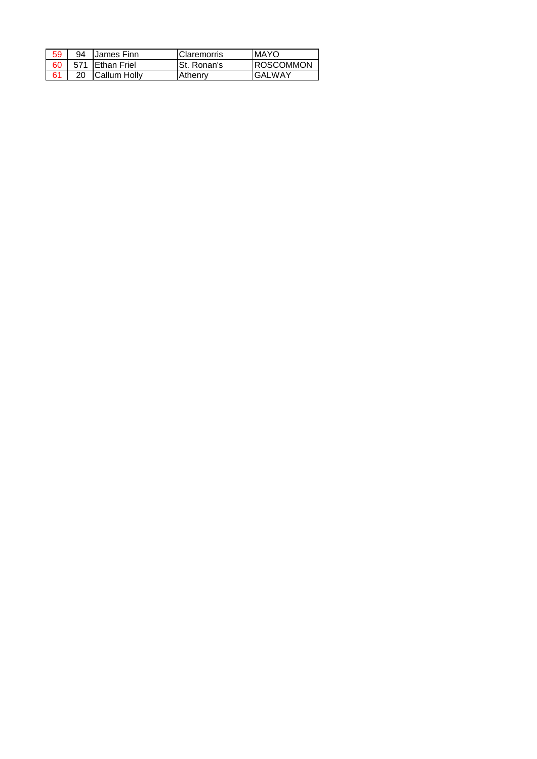| 59 | 94 | James Finn | Claremorris | MAYO |
| --- | --- | --- | --- | --- |
| 60 | 571 | Ethan Friel | St. Ronan's | ROSCOMMON |
| 61 | 20 | Callum Holly | Athenry | GALWAY |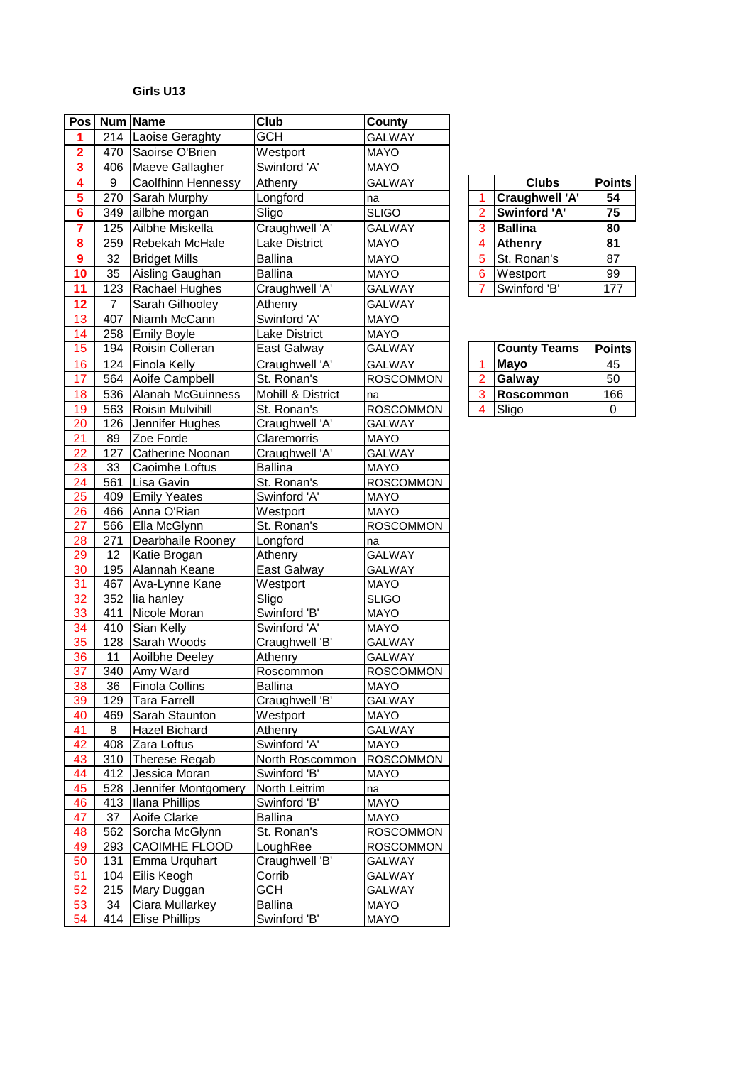**Girls U13**

| Pos | Num | Name | Club | County |
|---|---|---|---|---|
| 1 | 214 | Laoise Geraghty | GCH | GALWAY |
| 2 | 470 | Saoirse O'Brien | Westport | MAYO |
| 3 | 406 | Maeve Gallagher | Swinford 'A' | MAYO |
| 4 | 9 | Caolfhinn Hennessy | Athenry | GALWAY |
| 5 | 270 | Sarah Murphy | Longford | na |
| 6 | 349 | ailbhe morgan | Sligo | SLIGO |
| 7 | 125 | Ailbhe Miskella | Craughwell 'A' | GALWAY |
| 8 | 259 | Rebekah McHale | Lake District | MAYO |
| 9 | 32 | Bridget Mills | Ballina | MAYO |
| 10 | 35 | Aisling Gaughan | Ballina | MAYO |
| 11 | 123 | Rachael Hughes | Craughwell 'A' | GALWAY |
| 12 | 7 | Sarah Gilhooley | Athenry | GALWAY |
| 13 | 407 | Niamh McCann | Swinford 'A' | MAYO |
| 14 | 258 | Emily Boyle | Lake District | MAYO |
| 15 | 194 | Roisin Colleran | East Galway | GALWAY |
| 16 | 124 | Finola Kelly | Craughwell 'A' | GALWAY |
| 17 | 564 | Aoife Campbell | St. Ronan's | ROSCOMMON |
| 18 | 536 | Alanah McGuinness | Mohill & District | na |
| 19 | 563 | Roisin Mulvihill | St. Ronan's | ROSCOMMON |
| 20 | 126 | Jennifer Hughes | Craughwell 'A' | GALWAY |
| 21 | 89 | Zoe Forde | Claremorris | MAYO |
| 22 | 127 | Catherine Noonan | Craughwell 'A' | GALWAY |
| 23 | 33 | Caoimhe Loftus | Ballina | MAYO |
| 24 | 561 | Lisa Gavin | St. Ronan's | ROSCOMMON |
| 25 | 409 | Emily Yeates | Swinford 'A' | MAYO |
| 26 | 466 | Anna O'Rian | Westport | MAYO |
| 27 | 566 | Ella McGlynn | St. Ronan's | ROSCOMMON |
| 28 | 271 | Dearbhaile Rooney | Longford | na |
| 29 | 12 | Katie Brogan | Athenry | GALWAY |
| 30 | 195 | Alannah Keane | East Galway | GALWAY |
| 31 | 467 | Ava-Lynne Kane | Westport | MAYO |
| 32 | 352 | lia hanley | Sligo | SLIGO |
| 33 | 411 | Nicole Moran | Swinford 'B' | MAYO |
| 34 | 410 | Sian Kelly | Swinford 'A' | MAYO |
| 35 | 128 | Sarah Woods | Craughwell 'B' | GALWAY |
| 36 | 11 | Aoilbhe Deeley | Athenry | GALWAY |
| 37 | 340 | Amy Ward | Roscommon | ROSCOMMON |
| 38 | 36 | Finola Collins | Ballina | MAYO |
| 39 | 129 | Tara Farrell | Craughwell 'B' | GALWAY |
| 40 | 469 | Sarah Staunton | Westport | MAYO |
| 41 | 8 | Hazel Bichard | Athenry | GALWAY |
| 42 | 408 | Zara Loftus | Swinford 'A' | MAYO |
| 43 | 310 | Therese Regab | North Roscommon | ROSCOMMON |
| 44 | 412 | Jessica Moran | Swinford 'B' | MAYO |
| 45 | 528 | Jennifer Montgomery | North Leitrim | na |
| 46 | 413 | Ilana Phillips | Swinford 'B' | MAYO |
| 47 | 37 | Aoife Clarke | Ballina | MAYO |
| 48 | 562 | Sorcha McGlynn | St. Ronan's | ROSCOMMON |
| 49 | 293 | CAOIMHE FLOOD | LoughRee | ROSCOMMON |
| 50 | 131 | Emma Urquhart | Craughwell 'B' | GALWAY |
| 51 | 104 | Eilis Keogh | Corrib | GALWAY |
| 52 | 215 | Mary Duggan | GCH | GALWAY |
| 53 | 34 | Ciara Mullarkey | Ballina | MAYO |
| 54 | 414 | Elise Phillips | Swinford 'B' | MAYO |

| | Clubs | Points |
|---|---|---|
| 1 | **Craughwell 'A'** | **54** |
| 2 | **Swinford 'A'** | **75** |
| 3 | **Ballina** | **80** |
| 4 | **Athenry** | **81** |
| 5 | St. Ronan's | 87 |
| 6 | Westport | 99 |
| 7 | Swinford 'B' | 177 |

| | County Teams | Points |
|---|---|---|
| 1 | **Mayo** | 45 |
| 2 | **Galway** | 50 |
| 3 | **Roscommon** | 166 |
| 4 | Sligo | 0 |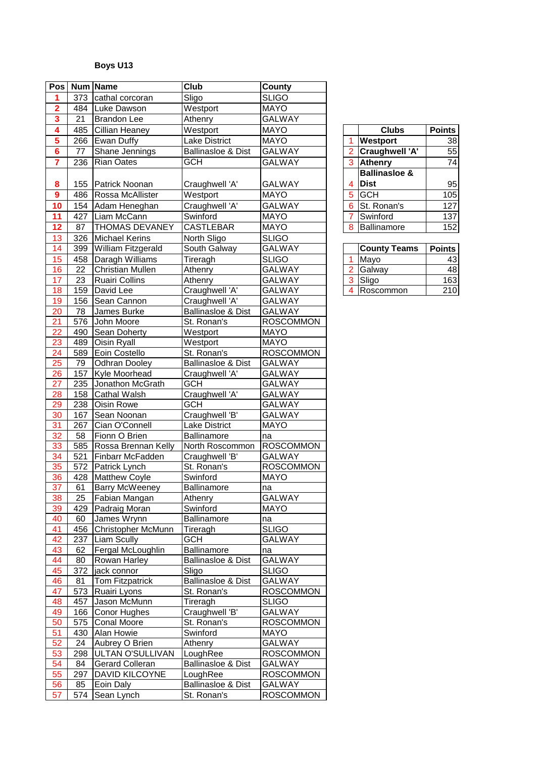**Boys U13**

| Pos | Num | Name | Club | County |
|---|---|---|---|---|
| 1 | 373 | cathal corcoran | Sligo | SLIGO |
| 2 | 484 | Luke Dawson | Westport | MAYO |
| 3 | 21 | Brandon Lee | Athenry | GALWAY |
| 4 | 485 | Cillian Heaney | Westport | MAYO |
| 5 | 266 | Ewan Duffy | Lake District | MAYO |
| 6 | 77 | Shane Jennings | Ballinasloe & Dist | GALWAY |
| 7 | 236 | Rian Oates | GCH | GALWAY |
| 8 | 155 | Patrick Noonan | Craughwell 'A' | GALWAY |
| 9 | 486 | Rossa McAllister | Westport | MAYO |
| 10 | 154 | Adam Heneghan | Craughwell 'A' | GALWAY |
| 11 | 427 | Liam McCann | Swinford | MAYO |
| 12 | 87 | THOMAS DEVANEY | CASTLEBAR | MAYO |
| 13 | 326 | Michael Kerins | North Sligo | SLIGO |
| 14 | 399 | William Fitzgerald | South Galway | GALWAY |
| 15 | 458 | Daragh Williams | Tireragh | SLIGO |
| 16 | 22 | Christian Mullen | Athenry | GALWAY |
| 17 | 23 | Ruairi Collins | Athenry | GALWAY |
| 18 | 159 | David Lee | Craughwell 'A' | GALWAY |
| 19 | 156 | Sean Cannon | Craughwell 'A' | GALWAY |
| 20 | 78 | James Burke | Ballinasloe & Dist | GALWAY |
| 21 | 576 | John Moore | St. Ronan's | ROSCOMMON |
| 22 | 490 | Sean Doherty | Westport | MAYO |
| 23 | 489 | Oisin Ryall | Westport | MAYO |
| 24 | 589 | Eoin Costello | St. Ronan's | ROSCOMMON |
| 25 | 79 | Odhran Dooley | Ballinasloe & Dist | GALWAY |
| 26 | 157 | Kyle Moorhead | Craughwell 'A' | GALWAY |
| 27 | 235 | Jonathon McGrath | GCH | GALWAY |
| 28 | 158 | Cathal Walsh | Craughwell 'A' | GALWAY |
| 29 | 238 | Oisin Rowe | GCH | GALWAY |
| 30 | 167 | Sean Noonan | Craughwell 'B' | GALWAY |
| 31 | 267 | Cian O'Connell | Lake District | MAYO |
| 32 | 58 | Fionn O Brien | Ballinamore | na |
| 33 | 585 | Rossa Brennan Kelly | North Roscommon | ROSCOMMON |
| 34 | 521 | Finbarr McFadden | Craughwell 'B' | GALWAY |
| 35 | 572 | Patrick Lynch | St. Ronan's | ROSCOMMON |
| 36 | 428 | Matthew Coyle | Swinford | MAYO |
| 37 | 61 | Barry McWeeney | Ballinamore | na |
| 38 | 25 | Fabian Mangan | Athenry | GALWAY |
| 39 | 429 | Padraig Moran | Swinford | MAYO |
| 40 | 60 | James Wrynn | Ballinamore | na |
| 41 | 456 | Christopher McMunn | Tireragh | SLIGO |
| 42 | 237 | Liam Scully | GCH | GALWAY |
| 43 | 62 | Fergal McLoughlin | Ballinamore | na |
| 44 | 80 | Rowan Harley | Ballinasloe & Dist | GALWAY |
| 45 | 372 | jack connor | Sligo | SLIGO |
| 46 | 81 | Tom Fitzpatrick | Ballinasloe & Dist | GALWAY |
| 47 | 573 | Ruairi Lyons | St. Ronan's | ROSCOMMON |
| 48 | 457 | Jason McMunn | Tireragh | SLIGO |
| 49 | 166 | Conor Hughes | Craughwell 'B' | GALWAY |
| 50 | 575 | Conal Moore | St. Ronan's | ROSCOMMON |
| 51 | 430 | Alan Howie | Swinford | MAYO |
| 52 | 24 | Aubrey O Brien | Athenry | GALWAY |
| 53 | 298 | ULTAN O'SULLIVAN | LoughRee | ROSCOMMON |
| 54 | 84 | Gerard Colleran | Ballinasloe & Dist | GALWAY |
| 55 | 297 | DAVID KILCOYNE | LoughRee | ROSCOMMON |
| 56 | 85 | Eoin Daly | Ballinasloe & Dist | GALWAY |
| 57 | 574 | Sean Lynch | St. Ronan's | ROSCOMMON |

| | Clubs | Points |
|---|---|---|
| 1 | **Westport** | 38 |
| 2 | **Craughwell 'A'** | 55 |
| 3 | **Athenry** | 74 |
| 4 | **Ballinasloe & Dist** | 95 |
| 5 | GCH | 105 |
| 6 | St. Ronan's | 127 |
| 7 | Swinford | 137 |
| 8 | Ballinamore | 152 |

| | County Teams | Points |
|---|---|---|
| 1 | Mayo | 43 |
| 2 | Galway | 48 |
| 3 | Sligo | 163 |
| 4 | Roscommon | 210 |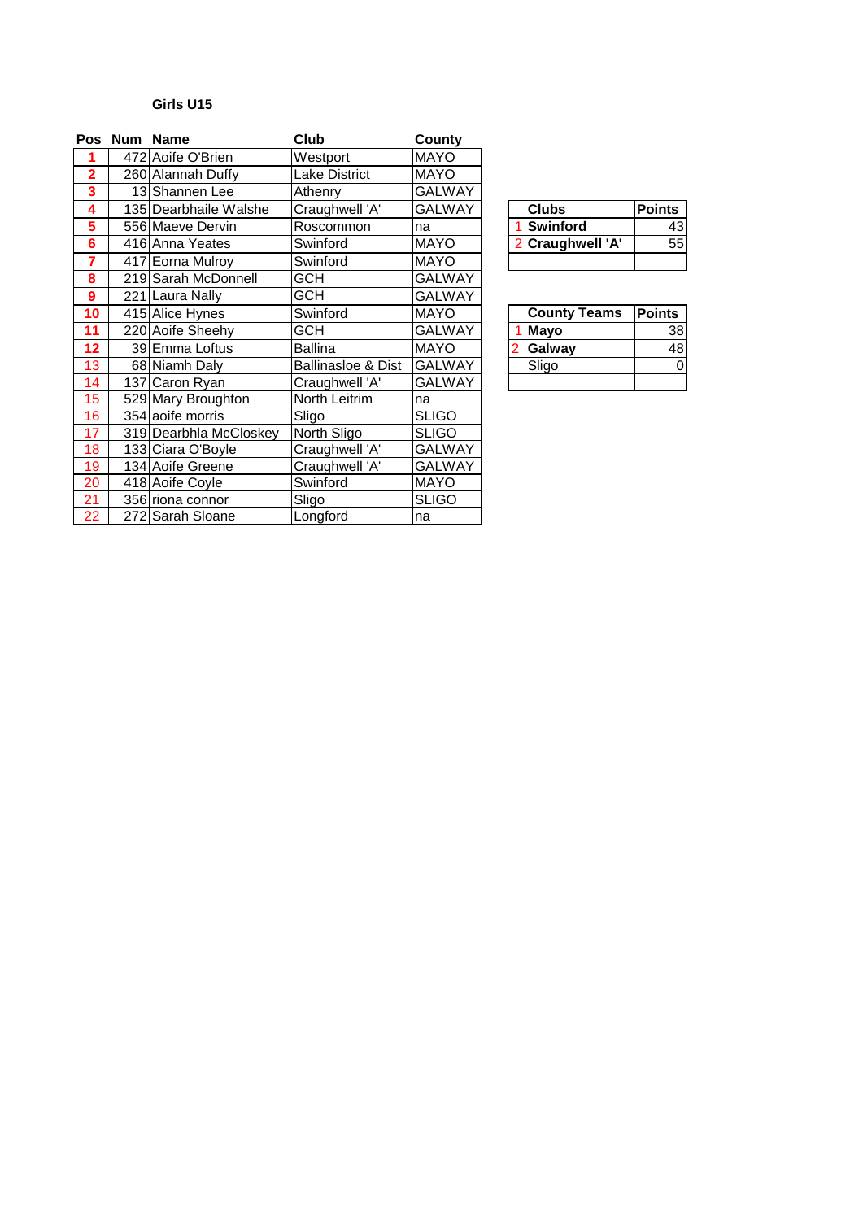**Girls U15**

| Pos | Num | Name | Club | County |
|---|---|---|---|---|
| 1 | 472 | Aoife O'Brien | Westport | MAYO |
| 2 | 260 | Alannah Duffy | Lake District | MAYO |
| 3 | 13 | Shannen Lee | Athenry | GALWAY |
| 4 | 135 | Dearbhaile Walshe | Craughwell 'A' | GALWAY |
| 5 | 556 | Maeve Dervin | Roscommon | na |
| 6 | 416 | Anna Yeates | Swinford | MAYO |
| 7 | 417 | Eorna Mulroy | Swinford | MAYO |
| 8 | 219 | Sarah McDonnell | GCH | GALWAY |
| 9 | 221 | Laura Nally | GCH | GALWAY |
| 10 | 415 | Alice Hynes | Swinford | MAYO |
| 11 | 220 | Aoife Sheehy | GCH | GALWAY |
| 12 | 39 | Emma Loftus | Ballina | MAYO |
| 13 | 68 | Niamh Daly | Ballinasloe & Dist | GALWAY |
| 14 | 137 | Caron Ryan | Craughwell 'A' | GALWAY |
| 15 | 529 | Mary Broughton | North Leitrim | na |
| 16 | 354 | aoife morris | Sligo | SLIGO |
| 17 | 319 | Dearbhla McCloskey | North Sligo | SLIGO |
| 18 | 133 | Ciara O'Boyle | Craughwell 'A' | GALWAY |
| 19 | 134 | Aoife Greene | Craughwell 'A' | GALWAY |
| 20 | 418 | Aoife Coyle | Swinford | MAYO |
| 21 | 356 | riona connor | Sligo | SLIGO |
| 22 | 272 | Sarah Sloane | Longford | na |

| | Clubs | Points |
|---|---|---|
| 1 | **Swinford** | 43 |
| 2 | **Craughwell 'A'** | 55 |
| | | |

| | County Teams | Points |
|---|---|---|
| 1 | **Mayo** | 38 |
| 2 | **Galway** | 48 |
| | Sligo | 0 |
| | | |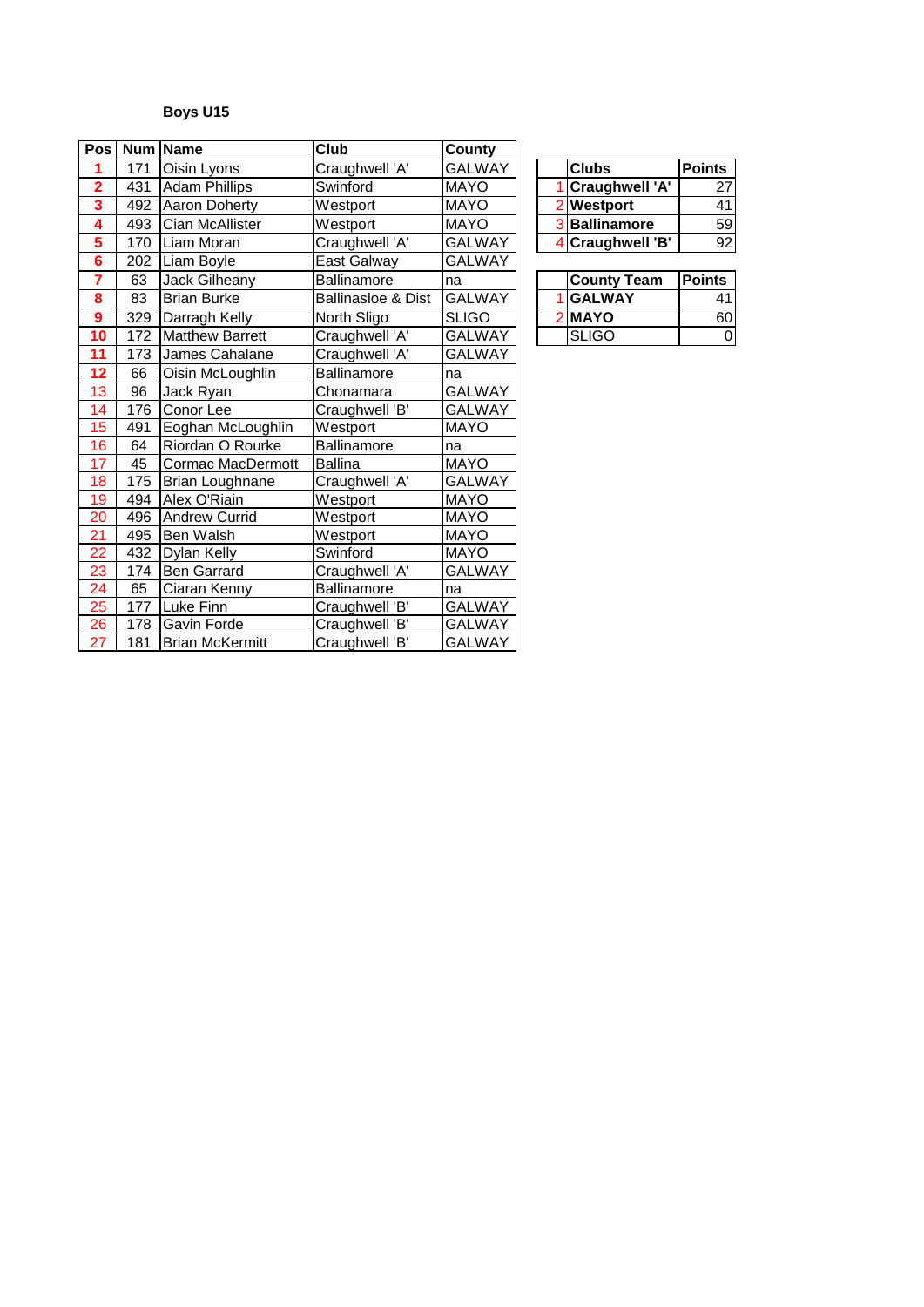**Boys U15**

| Pos | Num | Name | Club | County |
|---|---|---|---|---|
| 1 | 171 | Oisin Lyons | Craughwell 'A' | GALWAY |
| 2 | 431 | Adam Phillips | Swinford | MAYO |
| 3 | 492 | Aaron Doherty | Westport | MAYO |
| 4 | 493 | Cian McAllister | Westport | MAYO |
| 5 | 170 | Liam Moran | Craughwell 'A' | GALWAY |
| 6 | 202 | Liam Boyle | East Galway | GALWAY |
| 7 | 63 | Jack Gilheany | Ballinamore | na |
| 8 | 83 | Brian Burke | Ballinasloe & Dist | GALWAY |
| 9 | 329 | Darragh Kelly | North Sligo | SLIGO |
| 10 | 172 | Matthew Barrett | Craughwell 'A' | GALWAY |
| 11 | 173 | James Cahalane | Craughwell 'A' | GALWAY |
| 12 | 66 | Oisin McLoughlin | Ballinamore | na |
| 13 | 96 | Jack Ryan | Chonamara | GALWAY |
| 14 | 176 | Conor Lee | Craughwell 'B' | GALWAY |
| 15 | 491 | Eoghan McLoughlin | Westport | MAYO |
| 16 | 64 | Riordan O Rourke | Ballinamore | na |
| 17 | 45 | Cormac MacDermott | Ballina | MAYO |
| 18 | 175 | Brian Loughnane | Craughwell 'A' | GALWAY |
| 19 | 494 | Alex O'Riain | Westport | MAYO |
| 20 | 496 | Andrew Currid | Westport | MAYO |
| 21 | 495 | Ben Walsh | Westport | MAYO |
| 22 | 432 | Dylan Kelly | Swinford | MAYO |
| 23 | 174 | Ben Garrard | Craughwell 'A' | GALWAY |
| 24 | 65 | Ciaran Kenny | Ballinamore | na |
| 25 | 177 | Luke Finn | Craughwell 'B' | GALWAY |
| 26 | 178 | Gavin Forde | Craughwell 'B' | GALWAY |
| 27 | 181 | Brian McKermitt | Craughwell 'B' | GALWAY |

| | Clubs | Points |
|---|---|---|
| 1 | **Craughwell 'A'** | 27 |
| 2 | **Westport** | 41 |
| 3 | **Ballinamore** | 59 |
| 4 | **Craughwell 'B'** | 92 |

| | County Team | Points |
|---|---|---|
| 1 | **GALWAY** | 41 |
| 2 | **MAYO** | 60 |
| | SLIGO | 0 |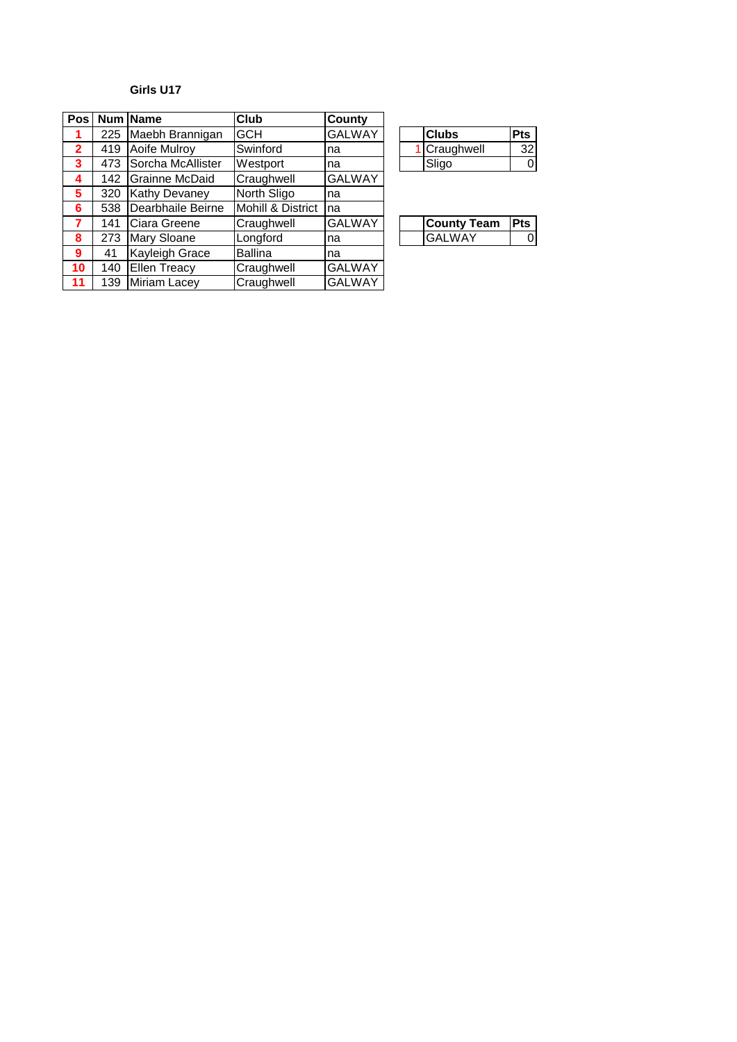**Girls U17**

| Pos | Num | Name | Club | County |
|---|---|---|---|---|
| 1 | 225 | Maebh Brannigan | GCH | GALWAY |
| 2 | 419 | Aoife Mulroy | Swinford | na |
| 3 | 473 | Sorcha McAllister | Westport | na |
| 4 | 142 | Grainne McDaid | Craughwell | GALWAY |
| 5 | 320 | Kathy Devaney | North Sligo | na |
| 6 | 538 | Dearbhaile Beirne | Mohill & District | na |
| 7 | 141 | Ciara Greene | Craughwell | GALWAY |
| 8 | 273 | Mary Sloane | Longford | na |
| 9 | 41 | Kayleigh Grace | Ballina | na |
| 10 | 140 | Ellen Treacy | Craughwell | GALWAY |
| 11 | 139 | Miriam Lacey | Craughwell | GALWAY |

| | Clubs | Pts |
|---|---|---|
| 1 | Craughwell | 32 |
| | Sligo | 0 |

| | County Team | Pts |
|---|---|---|
| | GALWAY | 0 |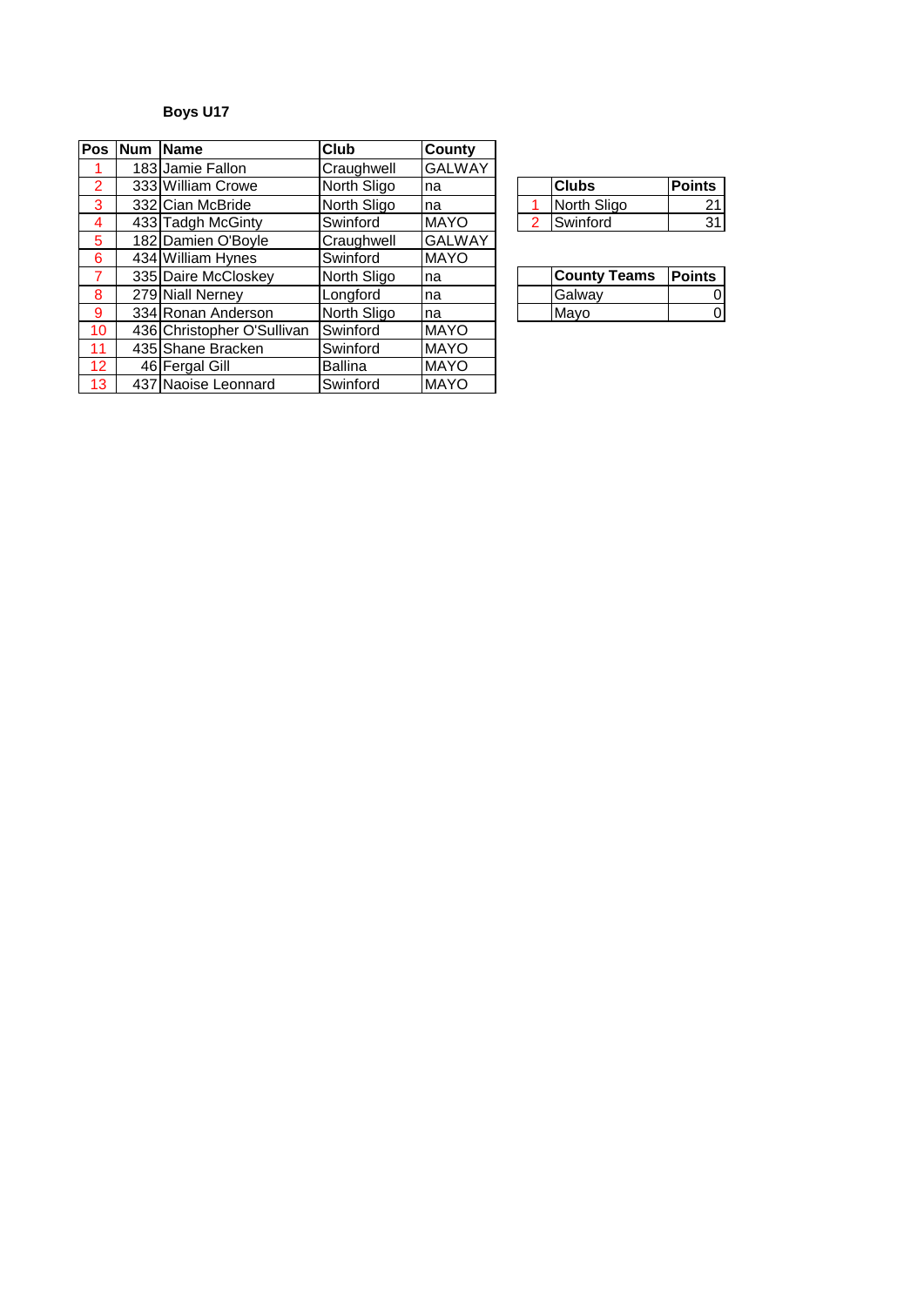**Boys U17**

| Pos | Num | Name | Club | County |
|---|---|---|---|---|
| 1 | 183 | Jamie Fallon | Craughwell | GALWAY |
| 2 | 333 | William Crowe | North Sligo | na |
| 3 | 332 | Cian McBride | North Sligo | na |
| 4 | 433 | Tadgh McGinty | Swinford | MAYO |
| 5 | 182 | Damien O'Boyle | Craughwell | GALWAY |
| 6 | 434 | William Hynes | Swinford | MAYO |
| 7 | 335 | Daire McCloskey | North Sligo | na |
| 8 | 279 | Niall Nerney | Longford | na |
| 9 | 334 | Ronan Anderson | North Sligo | na |
| 10 | 436 | Christopher O'Sullivan | Swinford | MAYO |
| 11 | 435 | Shane Bracken | Swinford | MAYO |
| 12 | 46 | Fergal Gill | Ballina | MAYO |
| 13 | 437 | Naoise Leonnard | Swinford | MAYO |

| | Clubs | Points |
|---|---|---|
| 1 | North Sligo | 21 |
| 2 | Swinford | 31 |

| | County Teams | Points |
|---|---|---|
| | Galway | 0 |
| | Mayo | 0 |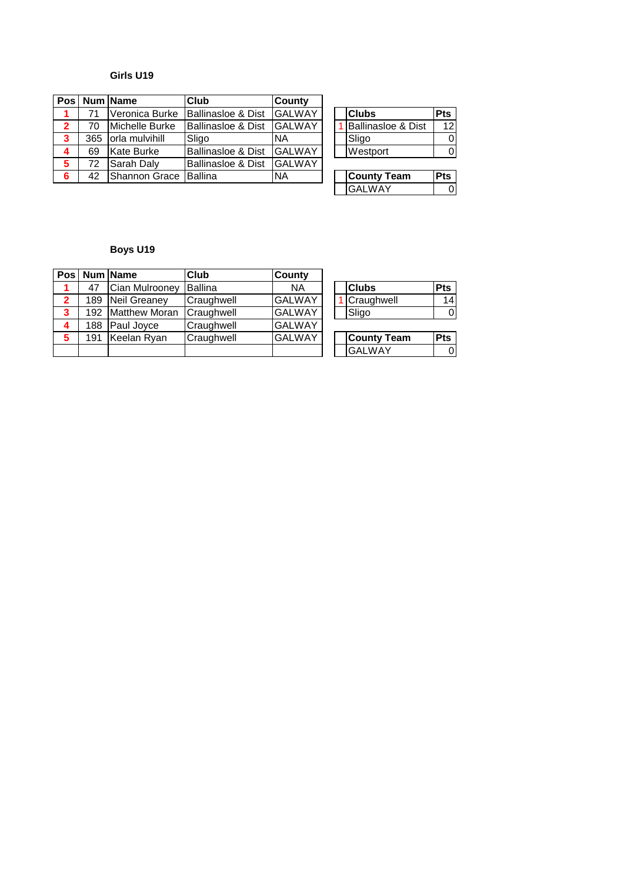**Girls U19**

| Pos | Num | Name | Club | County |
|---|---|---|---|---|
| 1 | 71 | Veronica Burke | Ballinasloe & Dist | GALWAY |
| 2 | 70 | Michelle Burke | Ballinasloe & Dist | GALWAY |
| 3 | 365 | orla mulvihill | Sligo | NA |
| 4 | 69 | Kate Burke | Ballinasloe & Dist | GALWAY |
| 5 | 72 | Sarah Daly | Ballinasloe & Dist | GALWAY |
| 6 | 42 | Shannon Grace | Ballina | NA |

| | Clubs | Pts |
|---|---|---|
| 1 | Ballinasloe & Dist | 12 |
| | Sligo | 0 |
| | Westport | 0 |

| | County Team | Pts |
|---|---|---|
| | GALWAY | 0 |

**Boys U19**

| Pos | Num | Name | Club | County |
|---|---|---|---|---|
| 1 | 47 | Cian Mulrooney | Ballina | NA |
| 2 | 189 | Neil Greaney | Craughwell | GALWAY |
| 3 | 192 | Matthew Moran | Craughwell | GALWAY |
| 4 | 188 | Paul Joyce | Craughwell | GALWAY |
| 5 | 191 | Keelan Ryan | Craughwell | GALWAY |
| | | | | |

| | Clubs | Pts |
|---|---|---|
| 1 | Craughwell | 14 |
| | Sligo | 0 |

| | County Team | Pts |
|---|---|---|
| | GALWAY | 0 |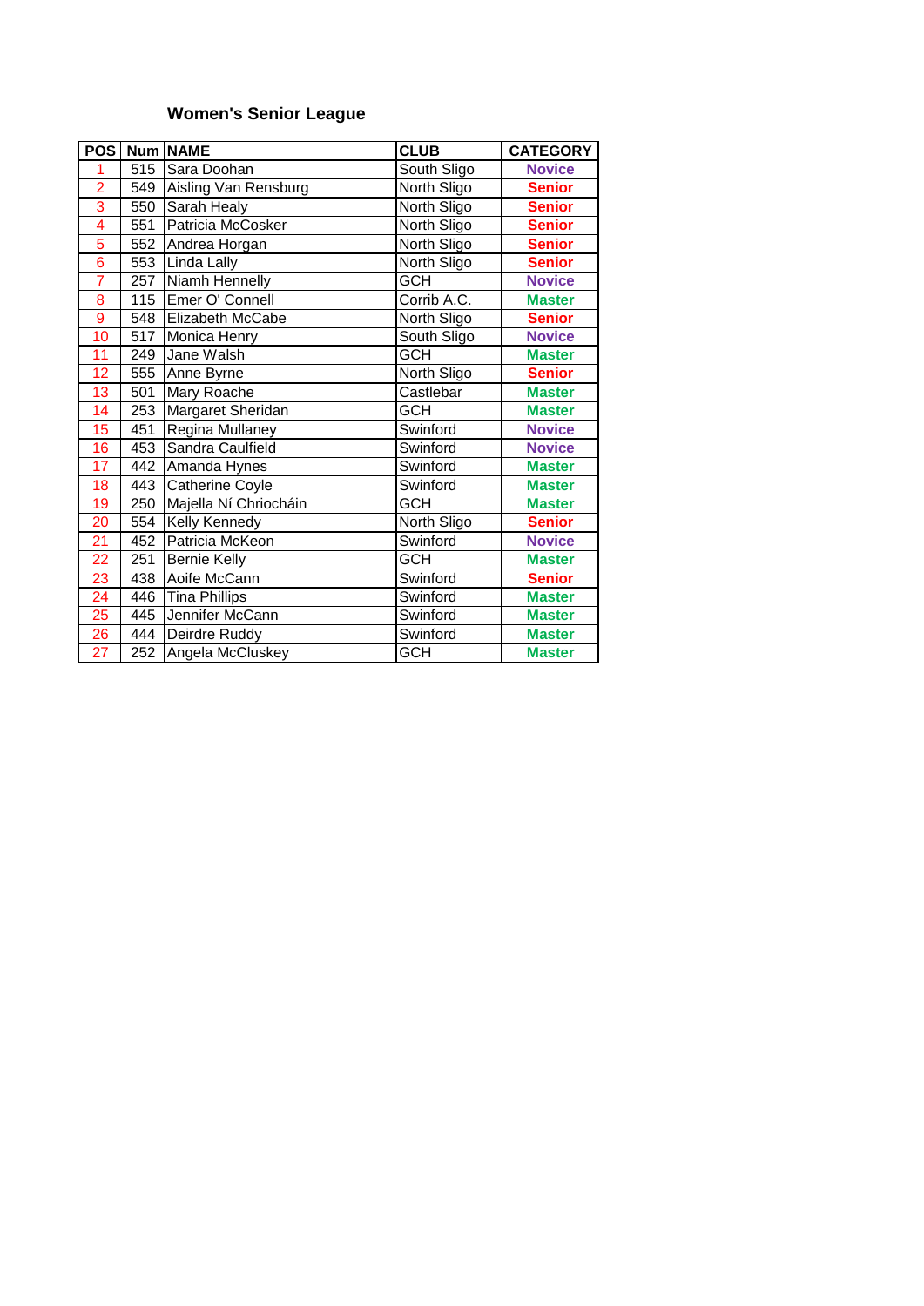## Women's Senior League

| POS | Num | NAME | CLUB | CATEGORY |
|---|---|---|---|---|
| 1 | 515 | Sara Doohan | South Sligo | Novice |
| 2 | 549 | Aisling Van Rensburg | North Sligo | Senior |
| 3 | 550 | Sarah Healy | North Sligo | Senior |
| 4 | 551 | Patricia McCosker | North Sligo | Senior |
| 5 | 552 | Andrea Horgan | North Sligo | Senior |
| 6 | 553 | Linda Lally | North Sligo | Senior |
| 7 | 257 | Niamh Hennelly | GCH | Novice |
| 8 | 115 | Emer O' Connell | Corrib A.C. | Master |
| 9 | 548 | Elizabeth McCabe | North Sligo | Senior |
| 10 | 517 | Monica Henry | South Sligo | Novice |
| 11 | 249 | Jane Walsh | GCH | Master |
| 12 | 555 | Anne Byrne | North Sligo | Senior |
| 13 | 501 | Mary Roache | Castlebar | Master |
| 14 | 253 | Margaret Sheridan | GCH | Master |
| 15 | 451 | Regina Mullaney | Swinford | Novice |
| 16 | 453 | Sandra Caulfield | Swinford | Novice |
| 17 | 442 | Amanda Hynes | Swinford | Master |
| 18 | 443 | Catherine Coyle | Swinford | Master |
| 19 | 250 | Majella Ní Chriocháin | GCH | Master |
| 20 | 554 | Kelly Kennedy | North Sligo | Senior |
| 21 | 452 | Patricia McKeon | Swinford | Novice |
| 22 | 251 | Bernie Kelly | GCH | Master |
| 23 | 438 | Aoife McCann | Swinford | Senior |
| 24 | 446 | Tina Phillips | Swinford | Master |
| 25 | 445 | Jennifer McCann | Swinford | Master |
| 26 | 444 | Deirdre Ruddy | Swinford | Master |
| 27 | 252 | Angela McCluskey | GCH | Master |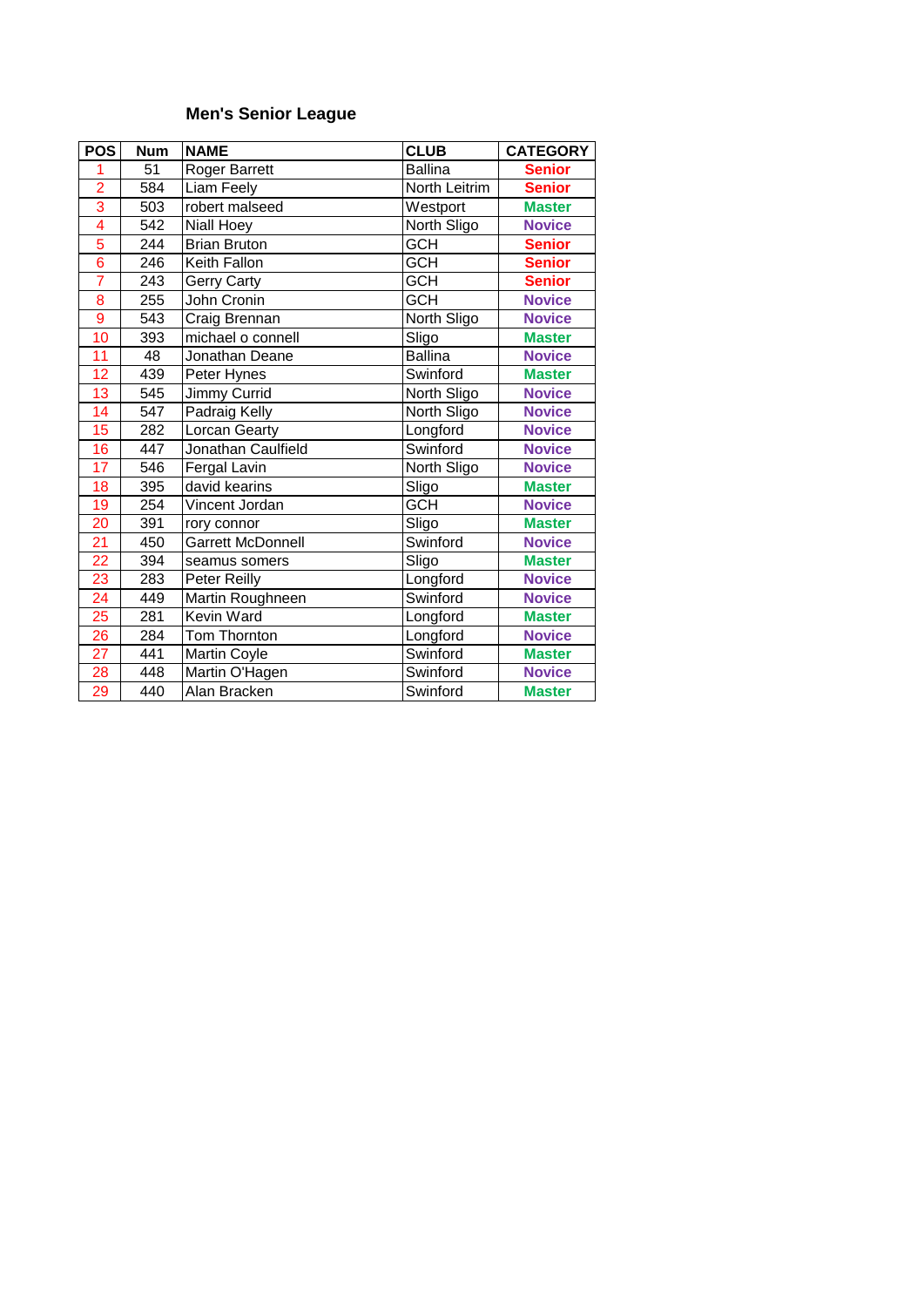## Men's Senior League

| POS | Num | NAME | CLUB | CATEGORY |
|---|---|---|---|---|
| 1 | 51 | Roger Barrett | Ballina | Senior |
| 2 | 584 | Liam Feely | North Leitrim | Senior |
| 3 | 503 | robert malseed | Westport | Master |
| 4 | 542 | Niall Hoey | North Sligo | Novice |
| 5 | 244 | Brian Bruton | GCH | Senior |
| 6 | 246 | Keith Fallon | GCH | Senior |
| 7 | 243 | Gerry Carty | GCH | Senior |
| 8 | 255 | John Cronin | GCH | Novice |
| 9 | 543 | Craig Brennan | North Sligo | Novice |
| 10 | 393 | michael o connell | Sligo | Master |
| 11 | 48 | Jonathan Deane | Ballina | Novice |
| 12 | 439 | Peter Hynes | Swinford | Master |
| 13 | 545 | Jimmy Currid | North Sligo | Novice |
| 14 | 547 | Padraig Kelly | North Sligo | Novice |
| 15 | 282 | Lorcan Gearty | Longford | Novice |
| 16 | 447 | Jonathan Caulfield | Swinford | Novice |
| 17 | 546 | Fergal Lavin | North Sligo | Novice |
| 18 | 395 | david kearins | Sligo | Master |
| 19 | 254 | Vincent Jordan | GCH | Novice |
| 20 | 391 | rory connor | Sligo | Master |
| 21 | 450 | Garrett McDonnell | Swinford | Novice |
| 22 | 394 | seamus somers | Sligo | Master |
| 23 | 283 | Peter Reilly | Longford | Novice |
| 24 | 449 | Martin Roughneen | Swinford | Novice |
| 25 | 281 | Kevin Ward | Longford | Master |
| 26 | 284 | Tom Thornton | Longford | Novice |
| 27 | 441 | Martin Coyle | Swinford | Master |
| 28 | 448 | Martin O'Hagen | Swinford | Novice |
| 29 | 440 | Alan Bracken | Swinford | Master |